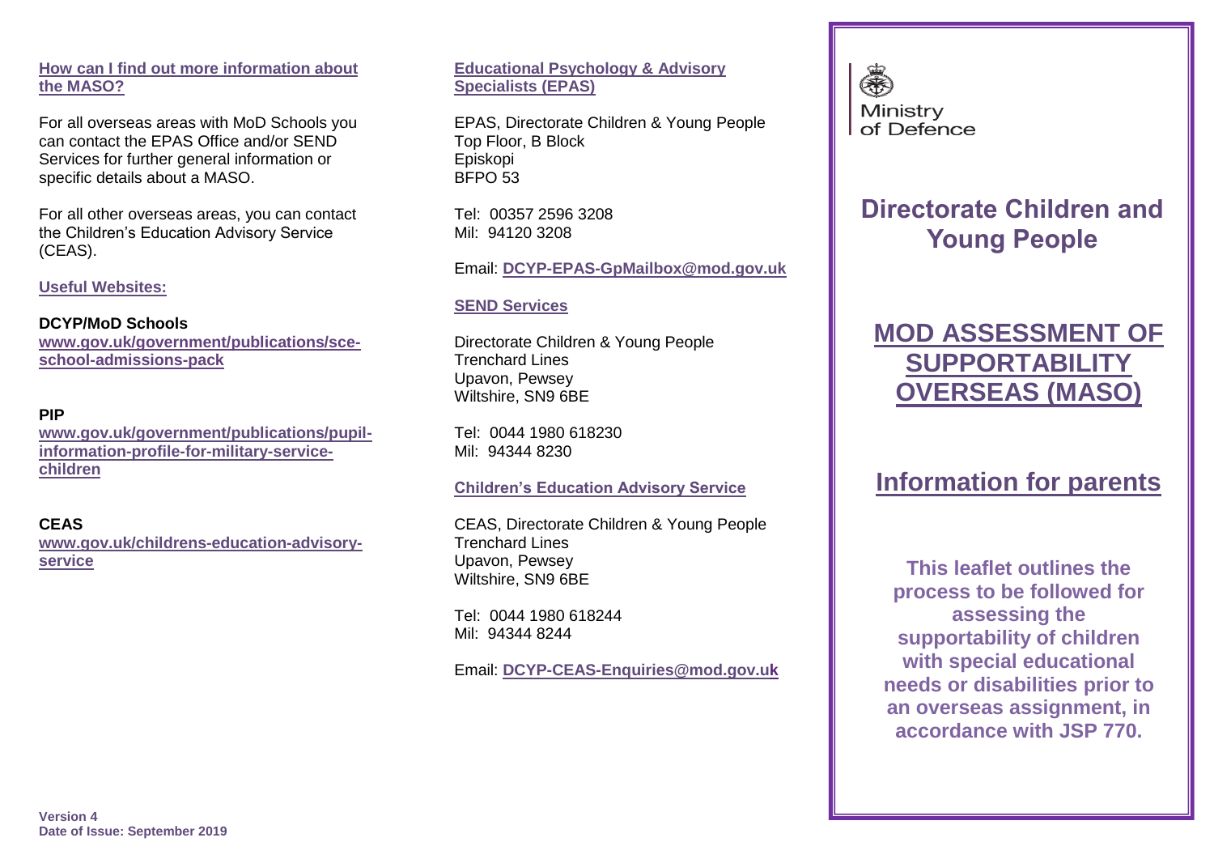## How can I find out more information about the MASO?

For all overseas areas with MoD Schools you can contact the EPAS Office and/or SEND Services for further general information or specific details about a MASO.

For all other overseas areas, you can contact the Children's Education Advisory Service (CEAS).

### Useful Websites:

**DCYP/MoD Schools**
www.gov.uk/government/publications/sce-school-admissions-pack

**PIP**
www.gov.uk/government/publications/pupil-information-profile-for-military-service-children

**CEAS**
www.gov.uk/childrens-education-advisory-service

**Version 4**
**Date of Issue: September 2019**

### Educational Psychology & Advisory Specialists (EPAS)

EPAS, Directorate Children & Young People
Top Floor, B Block
Episkopi
BFPO 53

Tel: 00357 2596 3208
Mil: 94120 3208

Email: **DCYP-EPAS-GpMailbox@mod.gov.uk**

### SEND Services

Directorate Children & Young People
Trenchard Lines
Upavon, Pewsey
Wiltshire, SN9 6BE

Tel: 0044 1980 618230
Mil: 94344 8230

### Children's Education Advisory Service

CEAS, Directorate Children & Young People
Trenchard Lines
Upavon, Pewsey
Wiltshire, SN9 6BE

Tel: 0044 1980 618244
Mil: 94344 8244

Email: **DCYP-CEAS-Enquiries@mod.gov.uk**

Ministry of Defence

# Directorate Children and Young People

# MOD ASSESSMENT OF SUPPORTABILITY OVERSEAS (MASO)

## Information for parents

**This leaflet outlines the process to be followed for assessing the supportability of children with special educational needs or disabilities prior to an overseas assignment, in accordance with JSP 770.**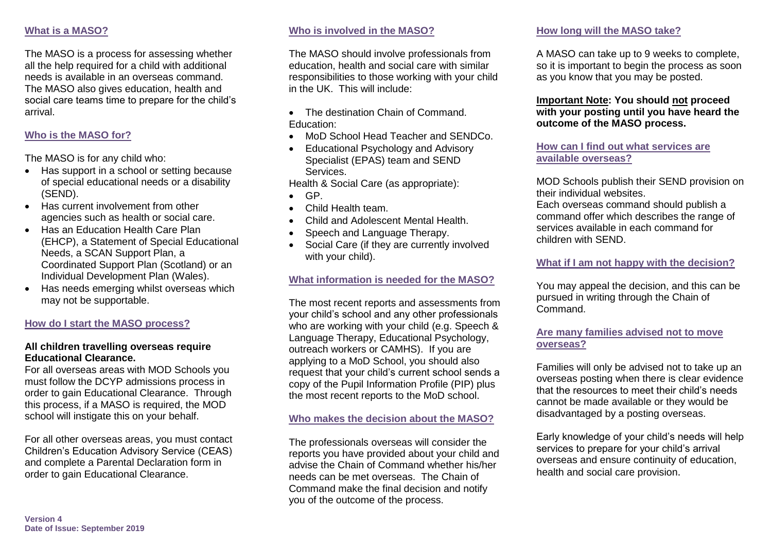## What is a MASO?

The MASO is a process for assessing whether all the help required for a child with additional needs is available in an overseas command. The MASO also gives education, health and social care teams time to prepare for the child's arrival.

## Who is the MASO for?

The MASO is for any child who:

- Has support in a school or setting because of special educational needs or a disability (SEND).
- Has current involvement from other agencies such as health or social care.
- Has an Education Health Care Plan (EHCP), a Statement of Special Educational Needs, a SCAN Support Plan, a Coordinated Support Plan (Scotland) or an Individual Development Plan (Wales).
- Has needs emerging whilst overseas which may not be supportable.

## How do I start the MASO process?

**All children travelling overseas require Educational Clearance.**

For all overseas areas with MOD Schools you must follow the DCYP admissions process in order to gain Educational Clearance. Through this process, if a MASO is required, the MOD school will instigate this on your behalf.

For all other overseas areas, you must contact Children's Education Advisory Service (CEAS) and complete a Parental Declaration form in order to gain Educational Clearance.

## Who is involved in the MASO?

The MASO should involve professionals from education, health and social care with similar responsibilities to those working with your child in the UK. This will include:

- The destination Chain of Command.

Education:

- MoD School Head Teacher and SENDCo.
- Educational Psychology and Advisory Specialist (EPAS) team and SEND Services.

Health & Social Care (as appropriate):

- GP.
- Child Health team.
- Child and Adolescent Mental Health.
- Speech and Language Therapy.
- Social Care (if they are currently involved with your child).

## What information is needed for the MASO?

The most recent reports and assessments from your child's school and any other professionals who are working with your child (e.g. Speech & Language Therapy, Educational Psychology, outreach workers or CAMHS). If you are applying to a MoD School, you should also request that your child's current school sends a copy of the Pupil Information Profile (PIP) plus the most recent reports to the MoD school.

## Who makes the decision about the MASO?

The professionals overseas will consider the reports you have provided about your child and advise the Chain of Command whether his/her needs can be met overseas. The Chain of Command make the final decision and notify you of the outcome of the process.

## How long will the MASO take?

A MASO can take up to 9 weeks to complete, so it is important to begin the process as soon as you know that you may be posted.

**Important Note: You should not proceed with your posting until you have heard the outcome of the MASO process.**

## How can I find out what services are available overseas?

MOD Schools publish their SEND provision on their individual websites.

Each overseas command should publish a command offer which describes the range of services available in each command for children with SEND.

## What if I am not happy with the decision?

You may appeal the decision, and this can be pursued in writing through the Chain of Command.

## Are many families advised not to move overseas?

Families will only be advised not to take up an overseas posting when there is clear evidence that the resources to meet their child's needs cannot be made available or they would be disadvantaged by a posting overseas.

Early knowledge of your child's needs will help services to prepare for your child's arrival overseas and ensure continuity of education, health and social care provision.

**Version 4**
**Date of Issue: September 2019**